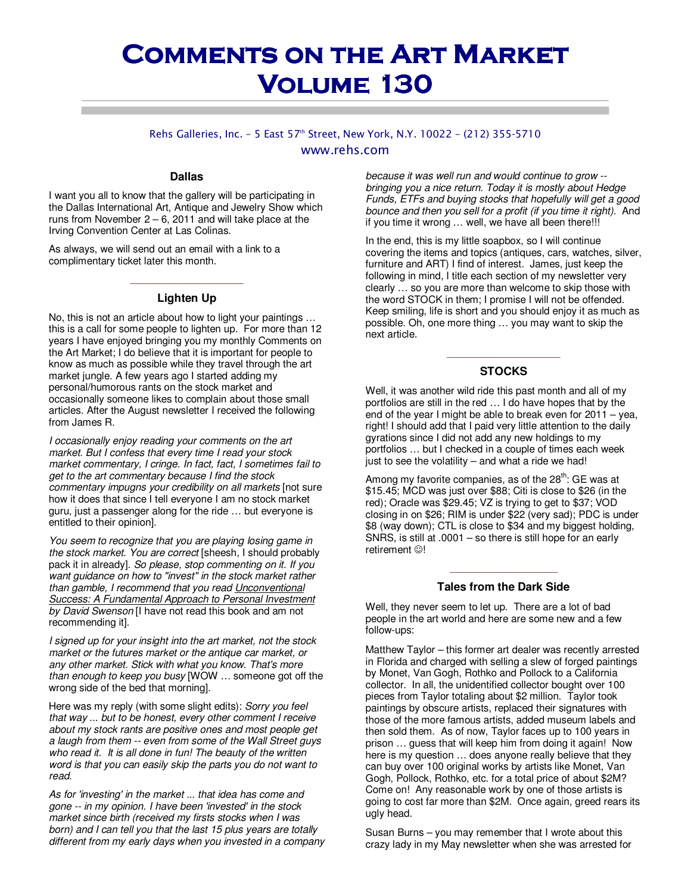# Comments on the Art Market Volume 130

Rehs Galleries, Inc. – 5 East 57th Street, New York, N.Y. 10022 – (212) 355-5710
www.rehs.com

### Dallas

I want you all to know that the gallery will be participating in the Dallas International Art, Antique and Jewelry Show which runs from November 2 – 6, 2011 and will take place at the Irving Convention Center at Las Colinas.

As always, we will send out an email with a link to a complimentary ticket later this month.

### Lighten Up

No, this is not an article about how to light your paintings … this is a call for some people to lighten up. For more than 12 years I have enjoyed bringing you my monthly Comments on the Art Market; I do believe that it is important for people to know as much as possible while they travel through the art market jungle. A few years ago I started adding my personal/humorous rants on the stock market and occasionally someone likes to complain about those small articles. After the August newsletter I received the following from James R.

*I occasionally enjoy reading your comments on the art market. But I confess that every time I read your stock market commentary, I cringe. In fact, fact, I sometimes fail to get to the art commentary because I find the stock commentary impugns your credibility on all markets* [not sure how it does that since I tell everyone I am no stock market guru, just a passenger along for the ride … but everyone is entitled to their opinion].

*You seem to recognize that you are playing losing game in the stock market. You are correct* [sheesh, I should probably pack it in already]. *So please, stop commenting on it. If you want guidance on how to "invest" in the stock market rather than gamble, I recommend that you read Unconventional Success: A Fundamental Approach to Personal Investment by David Swenson* [I have not read this book and am not recommending it].

*I signed up for your insight into the art market, not the stock market or the futures market or the antique car market, or any other market. Stick with what you know. That's more than enough to keep you busy* [WOW … someone got off the wrong side of the bed that morning].

Here was my reply (with some slight edits): *Sorry you feel that way ... but to be honest, every other comment I receive about my stock rants are positive ones and most people get a laugh from them -- even from some of the Wall Street guys who read it. It is all done in fun! The beauty of the written word is that you can easily skip the parts you do not want to read.*

*As for 'investing' in the market ... that idea has come and gone -- in my opinion. I have been 'invested' in the stock market since birth (received my firsts stocks when I was born) and I can tell you that the last 15 plus years are totally different from my early days when you invested in a company because it was well run and would continue to grow -- bringing you a nice return. Today it is mostly about Hedge Funds, ETFs and buying stocks that hopefully will get a good bounce and then you sell for a profit (if you time it right).* And if you time it wrong … well, we have all been there!!!

In the end, this is my little soapbox, so I will continue covering the items and topics (antiques, cars, watches, silver, furniture and ART) I find of interest. James, just keep the following in mind, I title each section of my newsletter very clearly … so you are more than welcome to skip those with the word STOCK in them; I promise I will not be offended. Keep smiling, life is short and you should enjoy it as much as possible. Oh, one more thing … you may want to skip the next article.

### STOCKS

Well, it was another wild ride this past month and all of my portfolios are still in the red … I do have hopes that by the end of the year I might be able to break even for 2011 – yea, right! I should add that I paid very little attention to the daily gyrations since I did not add any new holdings to my portfolios … but I checked in a couple of times each week just to see the volatility – and what a ride we had!

Among my favorite companies, as of the 28th: GE was at $15.45; MCD was just over $88; Citi is close to $26 (in the red); Oracle was $29.45; VZ is trying to get to $37; VOD closing in on $26; RIM is under $22 (very sad); PDC is under $8 (way down); CTL is close to $34 and my biggest holding, SNRS, is still at .0001 – so there is still hope for an early retirement ☺!

### Tales from the Dark Side

Well, they never seem to let up. There are a lot of bad people in the art world and here are some new and a few follow-ups:

Matthew Taylor – this former art dealer was recently arrested in Florida and charged with selling a slew of forged paintings by Monet, Van Gogh, Rothko and Pollock to a California collector. In all, the unidentified collector bought over 100 pieces from Taylor totaling about $2 million. Taylor took paintings by obscure artists, replaced their signatures with those of the more famous artists, added museum labels and then sold them. As of now, Taylor faces up to 100 years in prison … guess that will keep him from doing it again! Now here is my question … does anyone really believe that they can buy over 100 original works by artists like Monet, Van Gogh, Pollock, Rothko, etc. for a total price of about $2M? Come on! Any reasonable work by one of those artists is going to cost far more than $2M. Once again, greed rears its ugly head.

Susan Burns – you may remember that I wrote about this crazy lady in my May newsletter when she was arrested for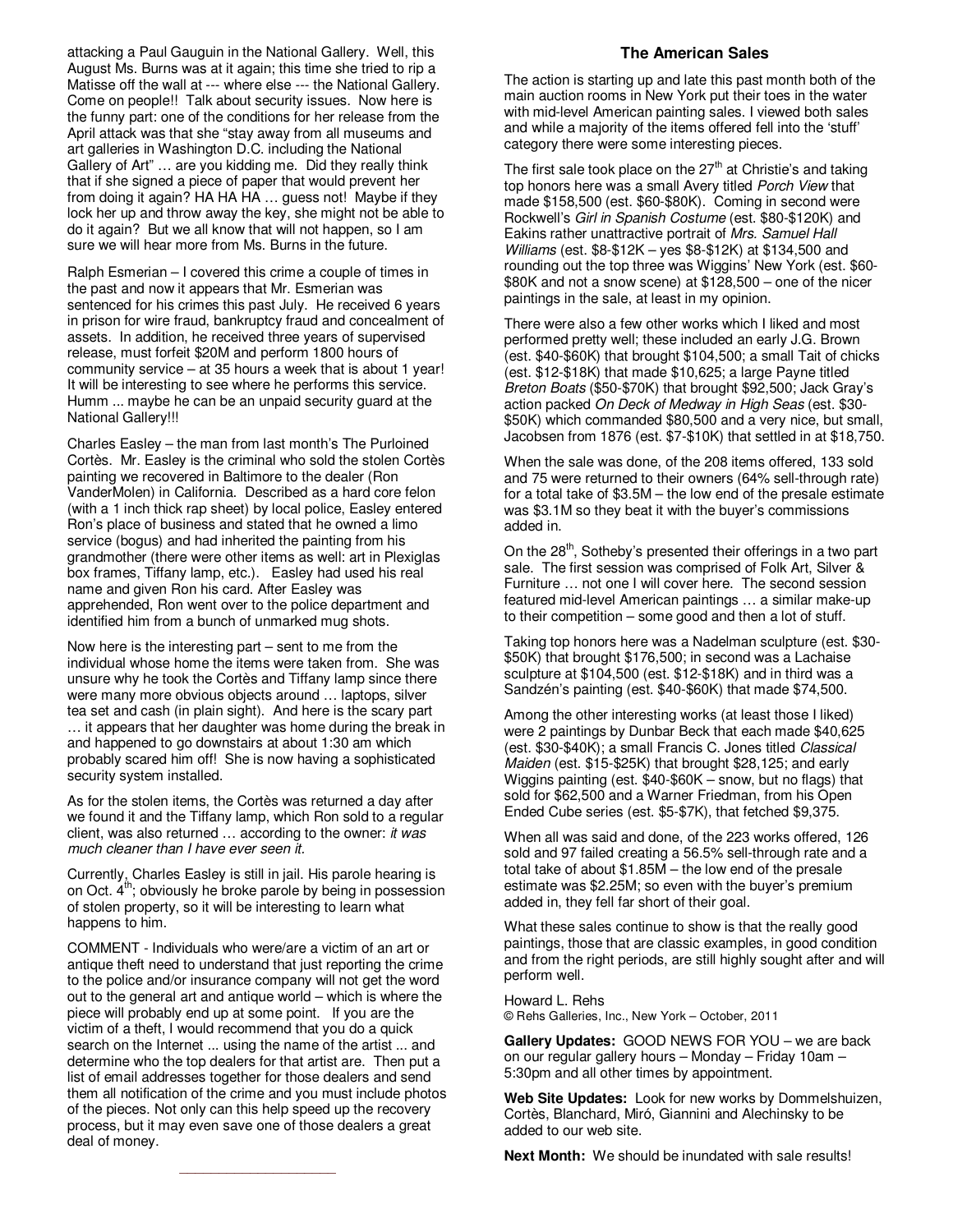attacking a Paul Gauguin in the National Gallery. Well, this August Ms. Burns was at it again; this time she tried to rip a Matisse off the wall at --- where else --- the National Gallery. Come on people!! Talk about security issues. Now here is the funny part: one of the conditions for her release from the April attack was that she "stay away from all museums and art galleries in Washington D.C. including the National Gallery of Art" … are you kidding me. Did they really think that if she signed a piece of paper that would prevent her from doing it again? HA HA HA … guess not! Maybe if they lock her up and throw away the key, she might not be able to do it again? But we all know that will not happen, so I am sure we will hear more from Ms. Burns in the future.

Ralph Esmerian – I covered this crime a couple of times in the past and now it appears that Mr. Esmerian was sentenced for his crimes this past July. He received 6 years in prison for wire fraud, bankruptcy fraud and concealment of assets. In addition, he received three years of supervised release, must forfeit $20M and perform 1800 hours of community service – at 35 hours a week that is about 1 year! It will be interesting to see where he performs this service. Humm ... maybe he can be an unpaid security guard at the National Gallery!!!

Charles Easley – the man from last month's The Purloined Cortès. Mr. Easley is the criminal who sold the stolen Cortès painting we recovered in Baltimore to the dealer (Ron VanderMolen) in California. Described as a hard core felon (with a 1 inch thick rap sheet) by local police, Easley entered Ron's place of business and stated that he owned a limo service (bogus) and had inherited the painting from his grandmother (there were other items as well: art in Plexiglas box frames, Tiffany lamp, etc.). Easley had used his real name and given Ron his card. After Easley was apprehended, Ron went over to the police department and identified him from a bunch of unmarked mug shots.

Now here is the interesting part – sent to me from the individual whose home the items were taken from. She was unsure why he took the Cortès and Tiffany lamp since there were many more obvious objects around … laptops, silver tea set and cash (in plain sight). And here is the scary part … it appears that her daughter was home during the break in and happened to go downstairs at about 1:30 am which probably scared him off! She is now having a sophisticated security system installed.

As for the stolen items, the Cortès was returned a day after we found it and the Tiffany lamp, which Ron sold to a regular client, was also returned … according to the owner: *it was much cleaner than I have ever seen it*.

Currently, Charles Easley is still in jail. His parole hearing is on Oct. 4th; obviously he broke parole by being in possession of stolen property, so it will be interesting to learn what happens to him.

COMMENT - Individuals who were/are a victim of an art or antique theft need to understand that just reporting the crime to the police and/or insurance company will not get the word out to the general art and antique world – which is where the piece will probably end up at some point. If you are the victim of a theft, I would recommend that you do a quick search on the Internet ... using the name of the artist ... and determine who the top dealers for that artist are. Then put a list of email addresses together for those dealers and send them all notification of the crime and you must include photos of the pieces. Not only can this help speed up the recovery process, but it may even save one of those dealers a great deal of money.

---

## The American Sales

The action is starting up and late this past month both of the main auction rooms in New York put their toes in the water with mid-level American painting sales. I viewed both sales and while a majority of the items offered fell into the 'stuff' category there were some interesting pieces.

The first sale took place on the 27th at Christie's and taking top honors here was a small Avery titled *Porch View* that made $158,500 (est. $60-$80K). Coming in second were Rockwell's *Girl in Spanish Costume* (est. $80-$120K) and Eakins rather unattractive portrait of *Mrs. Samuel Hall Williams* (est. $8-$12K – yes $8-$12K) at $134,500 and rounding out the top three was Wiggins' New York (est. $60-$80K and not a snow scene) at $128,500 – one of the nicer paintings in the sale, at least in my opinion.

There were also a few other works which I liked and most performed pretty well; these included an early J.G. Brown (est. $40-$60K) that brought $104,500; a small Tait of chicks (est. $12-$18K) that made $10,625; a large Payne titled *Breton Boats* ($50-$70K) that brought $92,500; Jack Gray's action packed *On Deck of Medway in High Seas* (est. $30-$50K) which commanded $80,500 and a very nice, but small, Jacobsen from 1876 (est. $7-$10K) that settled in at $18,750.

When the sale was done, of the 208 items offered, 133 sold and 75 were returned to their owners (64% sell-through rate) for a total take of $3.5M – the low end of the presale estimate was $3.1M so they beat it with the buyer's commissions added in.

On the 28th, Sotheby's presented their offerings in a two part sale. The first session was comprised of Folk Art, Silver & Furniture … not one I will cover here. The second session featured mid-level American paintings … a similar make-up to their competition – some good and then a lot of stuff.

Taking top honors here was a Nadelman sculpture (est. $30-$50K) that brought $176,500; in second was a Lachaise sculpture at $104,500 (est. $12-$18K) and in third was a Sandzén's painting (est. $40-$60K) that made $74,500.

Among the other interesting works (at least those I liked) were 2 paintings by Dunbar Beck that each made $40,625 (est. $30-$40K); a small Francis C. Jones titled *Classical Maiden* (est. $15-$25K) that brought $28,125; and early Wiggins painting (est. $40-$60K – snow, but no flags) that sold for $62,500 and a Warner Friedman, from his Open Ended Cube series (est. $5-$7K), that fetched $9,375.

When all was said and done, of the 223 works offered, 126 sold and 97 failed creating a 56.5% sell-through rate and a total take of about $1.85M – the low end of the presale estimate was $2.25M; so even with the buyer's premium added in, they fell far short of their goal.

What these sales continue to show is that the really good paintings, those that are classic examples, in good condition and from the right periods, are still highly sought after and will perform well.

Howard L. Rehs
© Rehs Galleries, Inc., New York – October, 2011

**Gallery Updates:** GOOD NEWS FOR YOU – we are back on our regular gallery hours – Monday – Friday 10am – 5:30pm and all other times by appointment.

**Web Site Updates:** Look for new works by Dommelshuizen, Cortès, Blanchard, Miró, Giannini and Alechinsky to be added to our web site.

**Next Month:** We should be inundated with sale results!